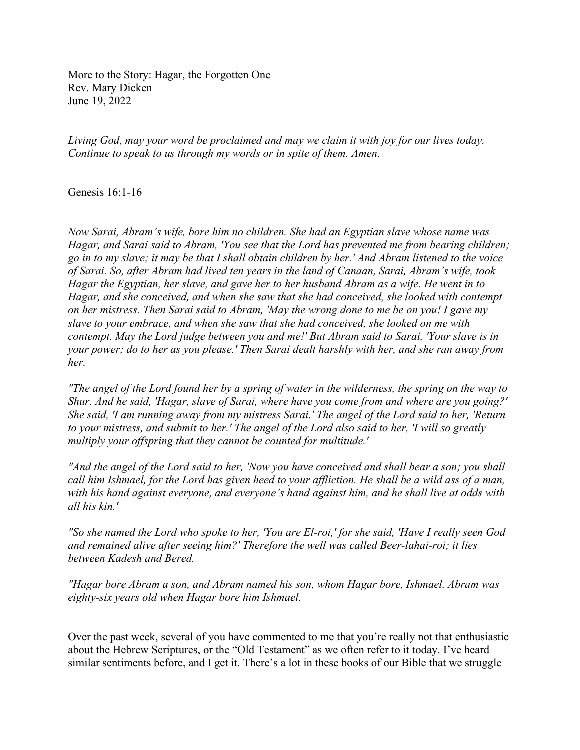More to the Story: Hagar, the Forgotten One
Rev. Mary Dicken
June 19, 2022

*Living God, may your word be proclaimed and may we claim it with joy for our lives today. Continue to speak to us through my words or in spite of them. Amen.*

Genesis 16:1-16

*Now Sarai, Abram's wife, bore him no children. She had an Egyptian slave whose name was Hagar, and Sarai said to Abram, 'You see that the Lord has prevented me from bearing children; go in to my slave; it may be that I shall obtain children by her.' And Abram listened to the voice of Sarai. So, after Abram had lived ten years in the land of Canaan, Sarai, Abram's wife, took Hagar the Egyptian, her slave, and gave her to her husband Abram as a wife. He went in to Hagar, and she conceived, and when she saw that she had conceived, she looked with contempt on her mistress. Then Sarai said to Abram, 'May the wrong done to me be on you! I gave my slave to your embrace, and when she saw that she had conceived, she looked on me with contempt. May the Lord judge between you and me!' But Abram said to Sarai, 'Your slave is in your power; do to her as you please.' Then Sarai dealt harshly with her, and she ran away from her.*

*"The angel of the Lord found her by a spring of water in the wilderness, the spring on the way to Shur. And he said, 'Hagar, slave of Sarai, where have you come from and where are you going?' She said, 'I am running away from my mistress Sarai.' The angel of the Lord said to her, 'Return to your mistress, and submit to her.' The angel of the Lord also said to her, 'I will so greatly multiply your offspring that they cannot be counted for multitude.'*

*"And the angel of the Lord said to her, 'Now you have conceived and shall bear a son; you shall call him Ishmael, for the Lord has given heed to your affliction. He shall be a wild ass of a man, with his hand against everyone, and everyone's hand against him, and he shall live at odds with all his kin.'*

*"So she named the Lord who spoke to her, 'You are El-roi,' for she said, 'Have I really seen God and remained alive after seeing him?' Therefore the well was called Beer-lahai-roi; it lies between Kadesh and Bered.*

*"Hagar bore Abram a son, and Abram named his son, whom Hagar bore, Ishmael. Abram was eighty-six years old when Hagar bore him Ishmael.*

Over the past week, several of you have commented to me that you're really not that enthusiastic about the Hebrew Scriptures, or the "Old Testament" as we often refer to it today. I've heard similar sentiments before, and I get it. There's a lot in these books of our Bible that we struggle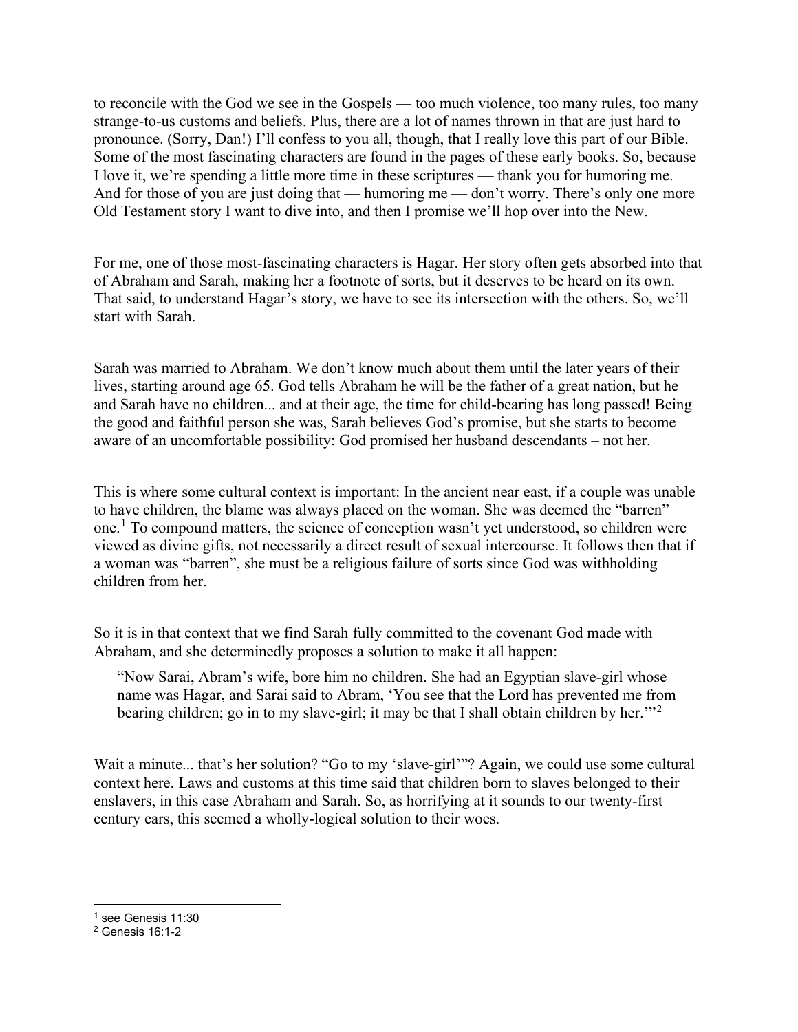to reconcile with the God we see in the Gospels — too much violence, too many rules, too many strange-to-us customs and beliefs. Plus, there are a lot of names thrown in that are just hard to pronounce. (Sorry, Dan!) I'll confess to you all, though, that I really love this part of our Bible. Some of the most fascinating characters are found in the pages of these early books. So, because I love it, we're spending a little more time in these scriptures — thank you for humoring me. And for those of you are just doing that — humoring me — don't worry. There's only one more Old Testament story I want to dive into, and then I promise we'll hop over into the New.

For me, one of those most-fascinating characters is Hagar. Her story often gets absorbed into that of Abraham and Sarah, making her a footnote of sorts, but it deserves to be heard on its own. That said, to understand Hagar's story, we have to see its intersection with the others. So, we'll start with Sarah.

Sarah was married to Abraham. We don't know much about them until the later years of their lives, starting around age 65. God tells Abraham he will be the father of a great nation, but he and Sarah have no children... and at their age, the time for child-bearing has long passed! Being the good and faithful person she was, Sarah believes God's promise, but she starts to become aware of an uncomfortable possibility: God promised her husband descendants – not her.

This is where some cultural context is important: In the ancient near east, if a couple was unable to have children, the blame was always placed on the woman. She was deemed the "barren" one.[1] To compound matters, the science of conception wasn't yet understood, so children were viewed as divine gifts, not necessarily a direct result of sexual intercourse. It follows then that if a woman was "barren", she must be a religious failure of sorts since God was withholding children from her.

So it is in that context that we find Sarah fully committed to the covenant God made with Abraham, and she determinedly proposes a solution to make it all happen:

> "Now Sarai, Abram's wife, bore him no children. She had an Egyptian slave-girl whose name was Hagar, and Sarai said to Abram, 'You see that the Lord has prevented me from bearing children; go in to my slave-girl; it may be that I shall obtain children by her.'"[2]

Wait a minute... that's her solution? "Go to my 'slave-girl'"? Again, we could use some cultural context here. Laws and customs at this time said that children born to slaves belonged to their enslavers, in this case Abraham and Sarah. So, as horrifying at it sounds to our twenty-first century ears, this seemed a wholly-logical solution to their woes.

---

[1] see Genesis 11:30

[2] Genesis 16:1-2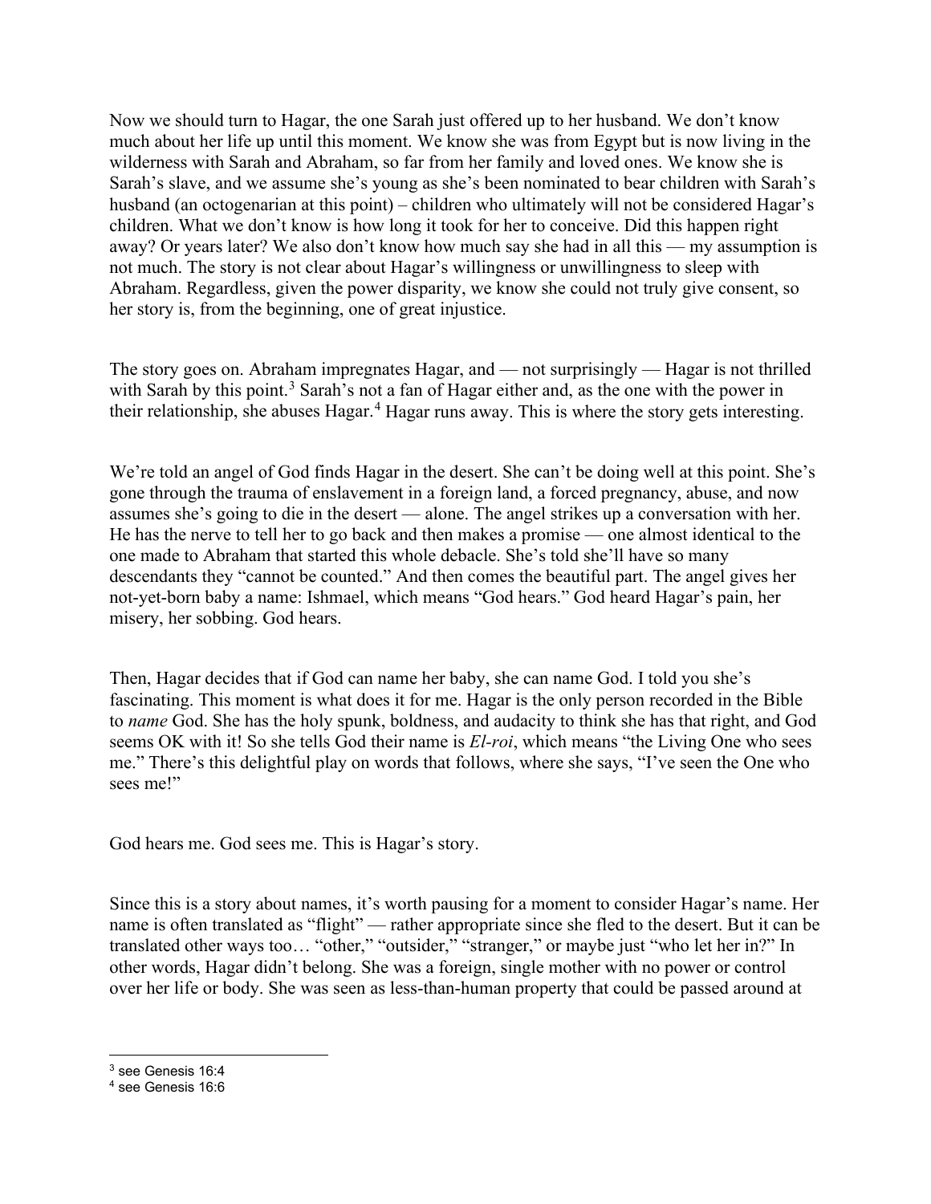Now we should turn to Hagar, the one Sarah just offered up to her husband. We don't know much about her life up until this moment. We know she was from Egypt but is now living in the wilderness with Sarah and Abraham, so far from her family and loved ones. We know she is Sarah's slave, and we assume she's young as she's been nominated to bear children with Sarah's husband (an octogenarian at this point) – children who ultimately will not be considered Hagar's children. What we don't know is how long it took for her to conceive. Did this happen right away? Or years later? We also don't know how much say she had in all this — my assumption is not much. The story is not clear about Hagar's willingness or unwillingness to sleep with Abraham. Regardless, given the power disparity, we know she could not truly give consent, so her story is, from the beginning, one of great injustice.

The story goes on. Abraham impregnates Hagar, and — not surprisingly — Hagar is not thrilled with Sarah by this point.[3] Sarah's not a fan of Hagar either and, as the one with the power in their relationship, she abuses Hagar.[4] Hagar runs away. This is where the story gets interesting.

We're told an angel of God finds Hagar in the desert. She can't be doing well at this point. She's gone through the trauma of enslavement in a foreign land, a forced pregnancy, abuse, and now assumes she's going to die in the desert — alone. The angel strikes up a conversation with her. He has the nerve to tell her to go back and then makes a promise — one almost identical to the one made to Abraham that started this whole debacle. She's told she'll have so many descendants they "cannot be counted." And then comes the beautiful part. The angel gives her not-yet-born baby a name: Ishmael, which means "God hears." God heard Hagar's pain, her misery, her sobbing. God hears.

Then, Hagar decides that if God can name her baby, she can name God. I told you she's fascinating. This moment is what does it for me. Hagar is the only person recorded in the Bible to *name* God. She has the holy spunk, boldness, and audacity to think she has that right, and God seems OK with it! So she tells God their name is *El-roi*, which means "the Living One who sees me." There's this delightful play on words that follows, where she says, "I've seen the One who sees me!"

God hears me. God sees me. This is Hagar's story.

Since this is a story about names, it's worth pausing for a moment to consider Hagar's name. Her name is often translated as "flight" — rather appropriate since she fled to the desert. But it can be translated other ways too… "other," "outsider," "stranger," or maybe just "who let her in?" In other words, Hagar didn't belong. She was a foreign, single mother with no power or control over her life or body. She was seen as less-than-human property that could be passed around at

---

[3] see Genesis 16:4

[4] see Genesis 16:6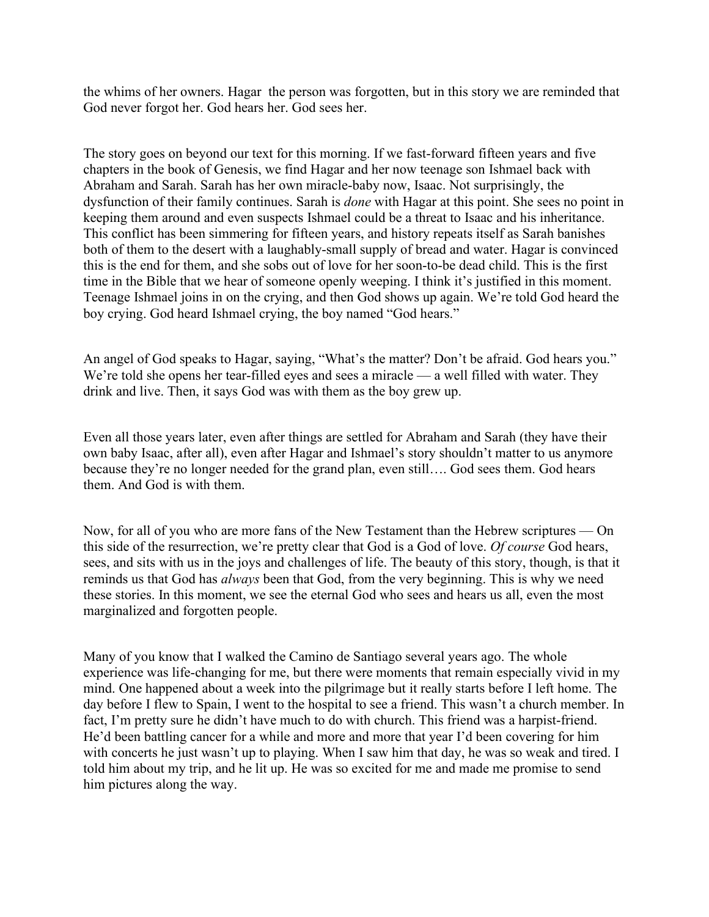the whims of her owners. Hagar the person was forgotten, but in this story we are reminded that God never forgot her. God hears her. God sees her.

The story goes on beyond our text for this morning. If we fast-forward fifteen years and five chapters in the book of Genesis, we find Hagar and her now teenage son Ishmael back with Abraham and Sarah. Sarah has her own miracle-baby now, Isaac. Not surprisingly, the dysfunction of their family continues. Sarah is *done* with Hagar at this point. She sees no point in keeping them around and even suspects Ishmael could be a threat to Isaac and his inheritance. This conflict has been simmering for fifteen years, and history repeats itself as Sarah banishes both of them to the desert with a laughably-small supply of bread and water. Hagar is convinced this is the end for them, and she sobs out of love for her soon-to-be dead child. This is the first time in the Bible that we hear of someone openly weeping. I think it's justified in this moment. Teenage Ishmael joins in on the crying, and then God shows up again. We're told God heard the boy crying. God heard Ishmael crying, the boy named "God hears."

An angel of God speaks to Hagar, saying, "What's the matter? Don't be afraid. God hears you." We're told she opens her tear-filled eyes and sees a miracle — a well filled with water. They drink and live. Then, it says God was with them as the boy grew up.

Even all those years later, even after things are settled for Abraham and Sarah (they have their own baby Isaac, after all), even after Hagar and Ishmael's story shouldn't matter to us anymore because they're no longer needed for the grand plan, even still…. God sees them. God hears them. And God is with them.

Now, for all of you who are more fans of the New Testament than the Hebrew scriptures — On this side of the resurrection, we're pretty clear that God is a God of love. *Of course* God hears, sees, and sits with us in the joys and challenges of life. The beauty of this story, though, is that it reminds us that God has *always* been that God, from the very beginning. This is why we need these stories. In this moment, we see the eternal God who sees and hears us all, even the most marginalized and forgotten people.

Many of you know that I walked the Camino de Santiago several years ago. The whole experience was life-changing for me, but there were moments that remain especially vivid in my mind. One happened about a week into the pilgrimage but it really starts before I left home. The day before I flew to Spain, I went to the hospital to see a friend. This wasn't a church member. In fact, I'm pretty sure he didn't have much to do with church. This friend was a harpist-friend. He'd been battling cancer for a while and more and more that year I'd been covering for him with concerts he just wasn't up to playing. When I saw him that day, he was so weak and tired. I told him about my trip, and he lit up. He was so excited for me and made me promise to send him pictures along the way.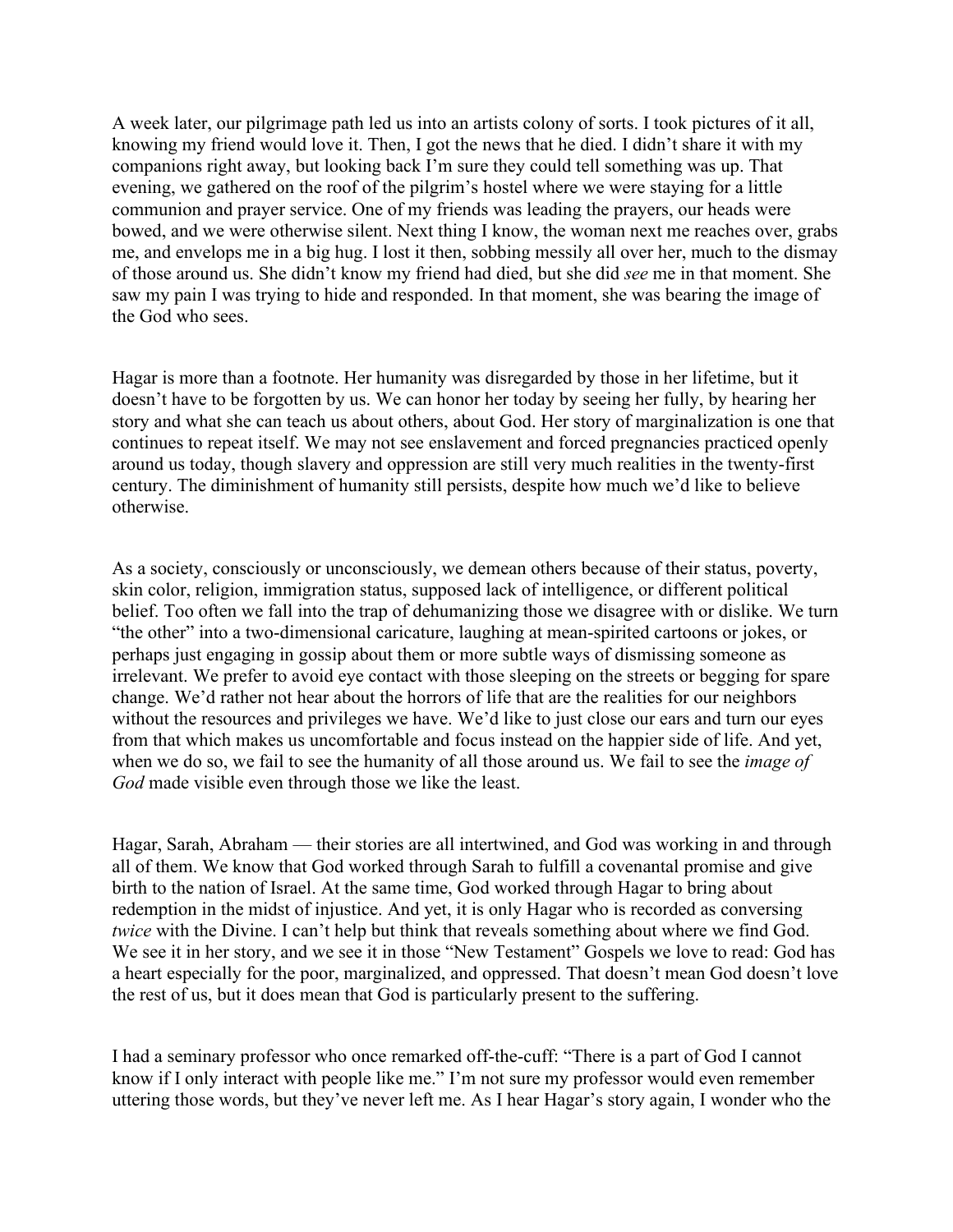A week later, our pilgrimage path led us into an artists colony of sorts. I took pictures of it all, knowing my friend would love it. Then, I got the news that he died. I didn't share it with my companions right away, but looking back I'm sure they could tell something was up. That evening, we gathered on the roof of the pilgrim's hostel where we were staying for a little communion and prayer service. One of my friends was leading the prayers, our heads were bowed, and we were otherwise silent. Next thing I know, the woman next me reaches over, grabs me, and envelops me in a big hug. I lost it then, sobbing messily all over her, much to the dismay of those around us. She didn't know my friend had died, but she did *see* me in that moment. She saw my pain I was trying to hide and responded. In that moment, she was bearing the image of the God who sees.

Hagar is more than a footnote. Her humanity was disregarded by those in her lifetime, but it doesn't have to be forgotten by us. We can honor her today by seeing her fully, by hearing her story and what she can teach us about others, about God. Her story of marginalization is one that continues to repeat itself. We may not see enslavement and forced pregnancies practiced openly around us today, though slavery and oppression are still very much realities in the twenty-first century. The diminishment of humanity still persists, despite how much we'd like to believe otherwise.

As a society, consciously or unconsciously, we demean others because of their status, poverty, skin color, religion, immigration status, supposed lack of intelligence, or different political belief. Too often we fall into the trap of dehumanizing those we disagree with or dislike. We turn "the other" into a two-dimensional caricature, laughing at mean-spirited cartoons or jokes, or perhaps just engaging in gossip about them or more subtle ways of dismissing someone as irrelevant. We prefer to avoid eye contact with those sleeping on the streets or begging for spare change. We'd rather not hear about the horrors of life that are the realities for our neighbors without the resources and privileges we have. We'd like to just close our ears and turn our eyes from that which makes us uncomfortable and focus instead on the happier side of life. And yet, when we do so, we fail to see the humanity of all those around us. We fail to see the *image of God* made visible even through those we like the least.

Hagar, Sarah, Abraham — their stories are all intertwined, and God was working in and through all of them. We know that God worked through Sarah to fulfill a covenantal promise and give birth to the nation of Israel. At the same time, God worked through Hagar to bring about redemption in the midst of injustice. And yet, it is only Hagar who is recorded as conversing *twice* with the Divine. I can't help but think that reveals something about where we find God. We see it in her story, and we see it in those "New Testament" Gospels we love to read: God has a heart especially for the poor, marginalized, and oppressed. That doesn't mean God doesn't love the rest of us, but it does mean that God is particularly present to the suffering.

I had a seminary professor who once remarked off-the-cuff: "There is a part of God I cannot know if I only interact with people like me." I'm not sure my professor would even remember uttering those words, but they've never left me. As I hear Hagar's story again, I wonder who the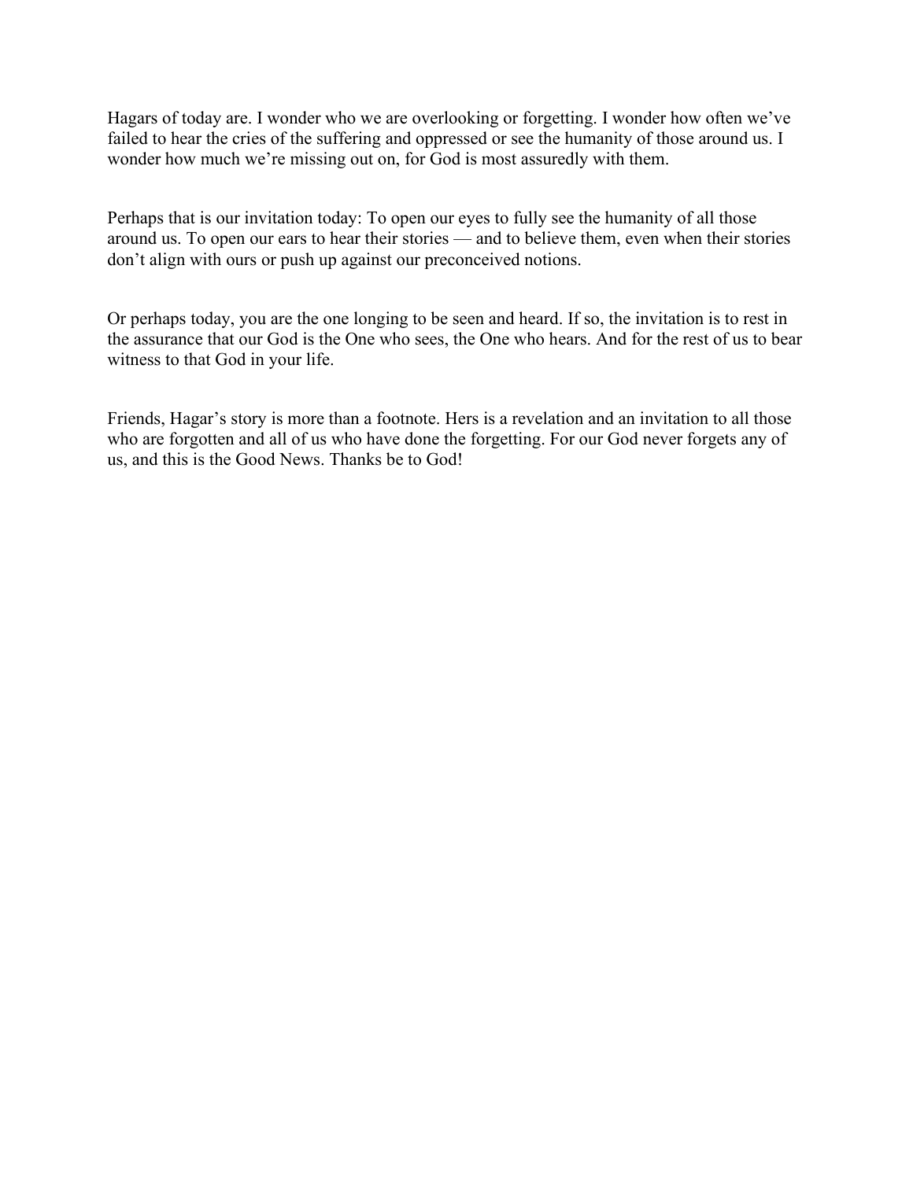Hagars of today are. I wonder who we are overlooking or forgetting. I wonder how often we've failed to hear the cries of the suffering and oppressed or see the humanity of those around us. I wonder how much we're missing out on, for God is most assuredly with them.

Perhaps that is our invitation today: To open our eyes to fully see the humanity of all those around us. To open our ears to hear their stories — and to believe them, even when their stories don't align with ours or push up against our preconceived notions.

Or perhaps today, you are the one longing to be seen and heard. If so, the invitation is to rest in the assurance that our God is the One who sees, the One who hears. And for the rest of us to bear witness to that God in your life.

Friends, Hagar's story is more than a footnote. Hers is a revelation and an invitation to all those who are forgotten and all of us who have done the forgetting. For our God never forgets any of us, and this is the Good News. Thanks be to God!